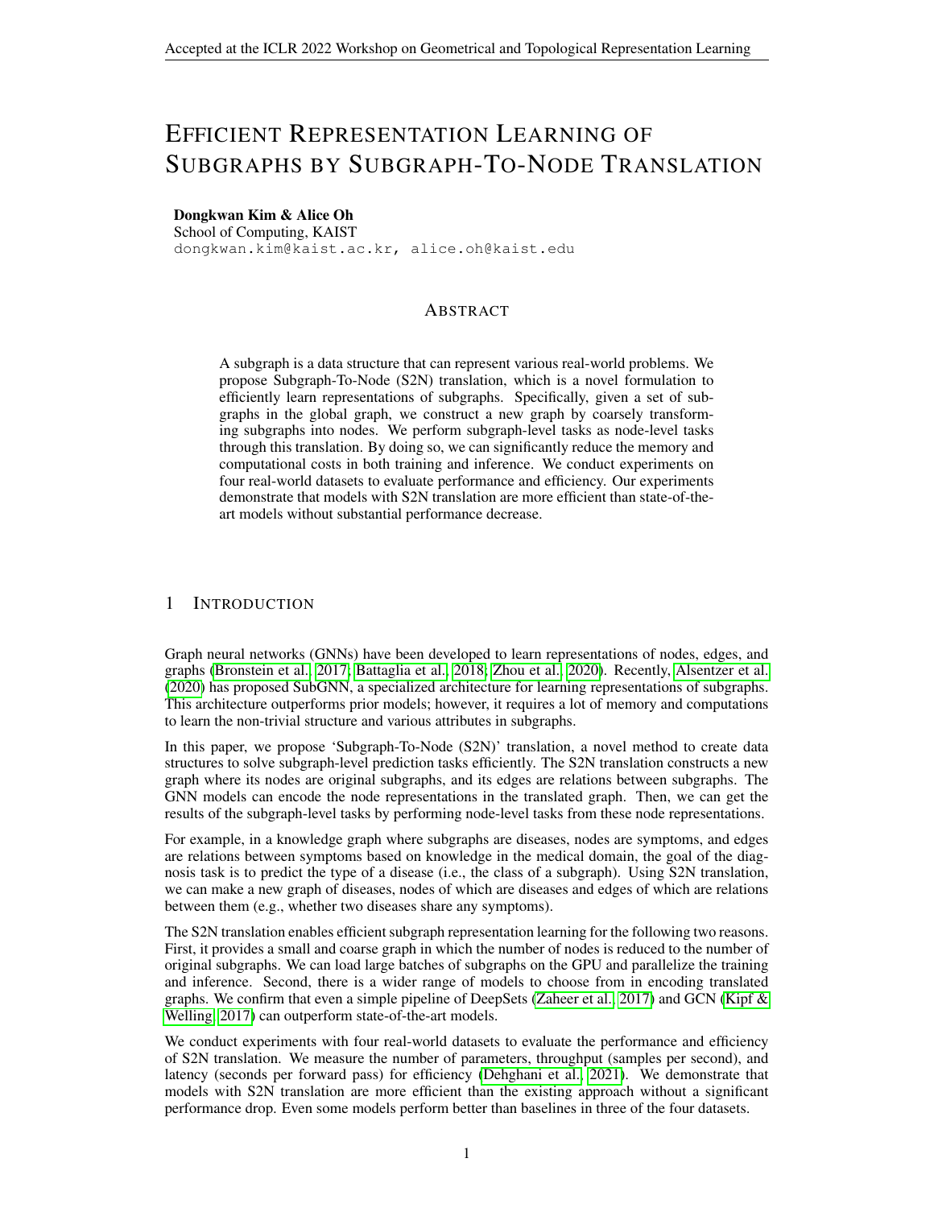# Efficient Representation Learning of Subgraphs by Subgraph-To-Node Translation

**Dongkwan Kim & Alice Oh**
School of Computing, KAIST
dongkwan.kim@kaist.ac.kr, alice.oh@kaist.edu

## Abstract

A subgraph is a data structure that can represent various real-world problems. We propose Subgraph-To-Node (S2N) translation, which is a novel formulation to efficiently learn representations of subgraphs. Specifically, given a set of subgraphs in the global graph, we construct a new graph by coarsely transforming subgraphs into nodes. We perform subgraph-level tasks as node-level tasks through this translation. By doing so, we can significantly reduce the memory and computational costs in both training and inference. We conduct experiments on four real-world datasets to evaluate performance and efficiency. Our experiments demonstrate that models with S2N translation are more efficient than state-of-the-art models without substantial performance decrease.

## 1 Introduction

Graph neural networks (GNNs) have been developed to learn representations of nodes, edges, and graphs (Bronstein et al., 2017; Battaglia et al., 2018; Zhou et al., 2020). Recently, Alsentzer et al. (2020) has proposed SubGNN, a specialized architecture for learning representations of subgraphs. This architecture outperforms prior models; however, it requires a lot of memory and computations to learn the non-trivial structure and various attributes in subgraphs.

In this paper, we propose 'Subgraph-To-Node (S2N)' translation, a novel method to create data structures to solve subgraph-level prediction tasks efficiently. The S2N translation constructs a new graph where its nodes are original subgraphs, and its edges are relations between subgraphs. The GNN models can encode the node representations in the translated graph. Then, we can get the results of the subgraph-level tasks by performing node-level tasks from these node representations.

For example, in a knowledge graph where subgraphs are diseases, nodes are symptoms, and edges are relations between symptoms based on knowledge in the medical domain, the goal of the diagnosis task is to predict the type of a disease (i.e., the class of a subgraph). Using S2N translation, we can make a new graph of diseases, nodes of which are diseases and edges of which are relations between them (e.g., whether two diseases share any symptoms).

The S2N translation enables efficient subgraph representation learning for the following two reasons. First, it provides a small and coarse graph in which the number of nodes is reduced to the number of original subgraphs. We can load large batches of subgraphs on the GPU and parallelize the training and inference. Second, there is a wider range of models to choose from in encoding translated graphs. We confirm that even a simple pipeline of DeepSets (Zaheer et al., 2017) and GCN (Kipf & Welling, 2017) can outperform state-of-the-art models.

We conduct experiments with four real-world datasets to evaluate the performance and efficiency of S2N translation. We measure the number of parameters, throughput (samples per second), and latency (seconds per forward pass) for efficiency (Dehghani et al., 2021). We demonstrate that models with S2N translation are more efficient than the existing approach without a significant performance drop. Even some models perform better than baselines in three of the four datasets.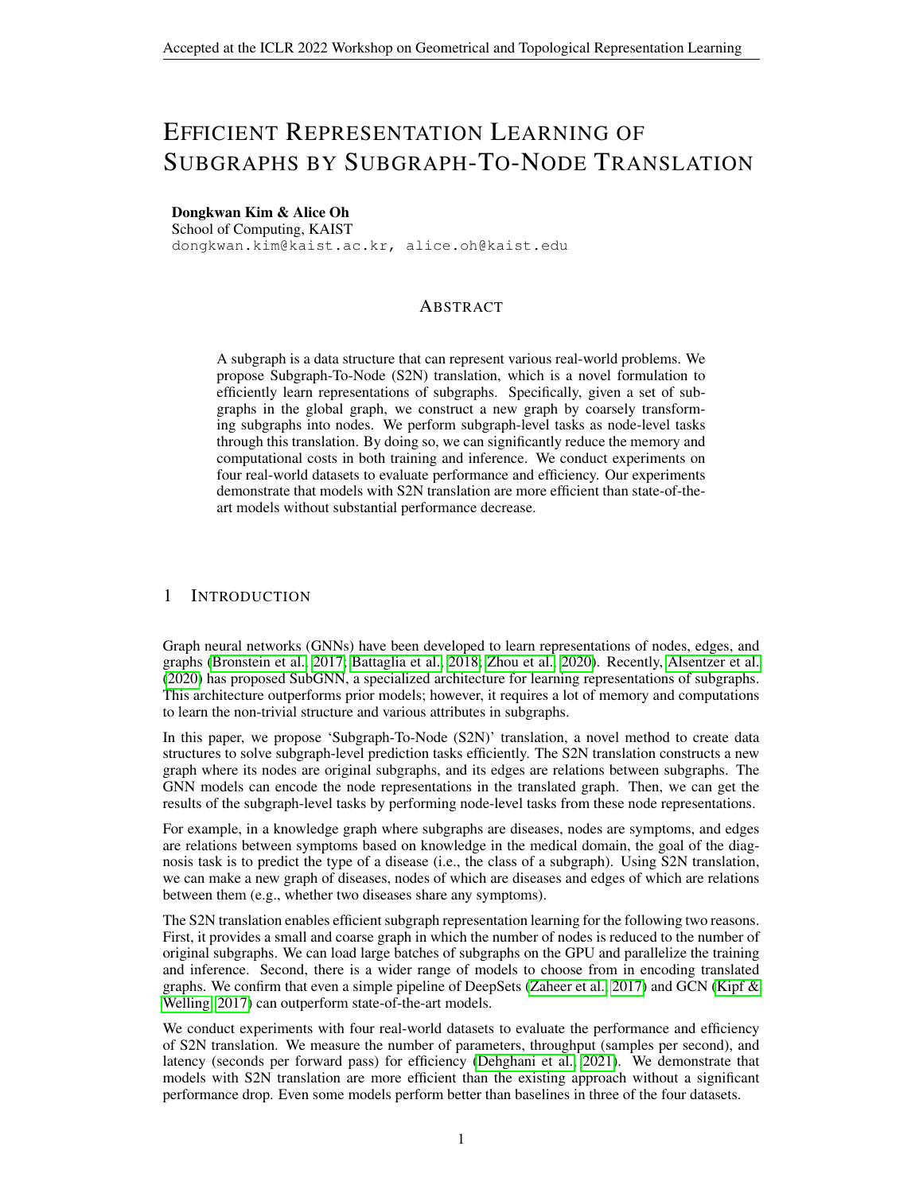# Efficient Representation Learning of Subgraphs by Subgraph-To-Node Translation

**Dongkwan Kim & Alice Oh**
School of Computing, KAIST
dongkwan.kim@kaist.ac.kr, alice.oh@kaist.edu

## Abstract

A subgraph is a data structure that can represent various real-world problems. We propose Subgraph-To-Node (S2N) translation, which is a novel formulation to efficiently learn representations of subgraphs. Specifically, given a set of subgraphs in the global graph, we construct a new graph by coarsely transforming subgraphs into nodes. We perform subgraph-level tasks as node-level tasks through this translation. By doing so, we can significantly reduce the memory and computational costs in both training and inference. We conduct experiments on four real-world datasets to evaluate performance and efficiency. Our experiments demonstrate that models with S2N translation are more efficient than state-of-the-art models without substantial performance decrease.

## 1 Introduction

Graph neural networks (GNNs) have been developed to learn representations of nodes, edges, and graphs (Bronstein et al., 2017; Battaglia et al., 2018; Zhou et al., 2020). Recently, Alsentzer et al. (2020) has proposed SubGNN, a specialized architecture for learning representations of subgraphs. This architecture outperforms prior models; however, it requires a lot of memory and computations to learn the non-trivial structure and various attributes in subgraphs.

In this paper, we propose 'Subgraph-To-Node (S2N)' translation, a novel method to create data structures to solve subgraph-level prediction tasks efficiently. The S2N translation constructs a new graph where its nodes are original subgraphs, and its edges are relations between subgraphs. The GNN models can encode the node representations in the translated graph. Then, we can get the results of the subgraph-level tasks by performing node-level tasks from these node representations.

For example, in a knowledge graph where subgraphs are diseases, nodes are symptoms, and edges are relations between symptoms based on knowledge in the medical domain, the goal of the diagnosis task is to predict the type of a disease (i.e., the class of a subgraph). Using S2N translation, we can make a new graph of diseases, nodes of which are diseases and edges of which are relations between them (e.g., whether two diseases share any symptoms).

The S2N translation enables efficient subgraph representation learning for the following two reasons. First, it provides a small and coarse graph in which the number of nodes is reduced to the number of original subgraphs. We can load large batches of subgraphs on the GPU and parallelize the training and inference. Second, there is a wider range of models to choose from in encoding translated graphs. We confirm that even a simple pipeline of DeepSets (Zaheer et al., 2017) and GCN (Kipf & Welling, 2017) can outperform state-of-the-art models.

We conduct experiments with four real-world datasets to evaluate the performance and efficiency of S2N translation. We measure the number of parameters, throughput (samples per second), and latency (seconds per forward pass) for efficiency (Dehghani et al., 2021). We demonstrate that models with S2N translation are more efficient than the existing approach without a significant performance drop. Even some models perform better than baselines in three of the four datasets.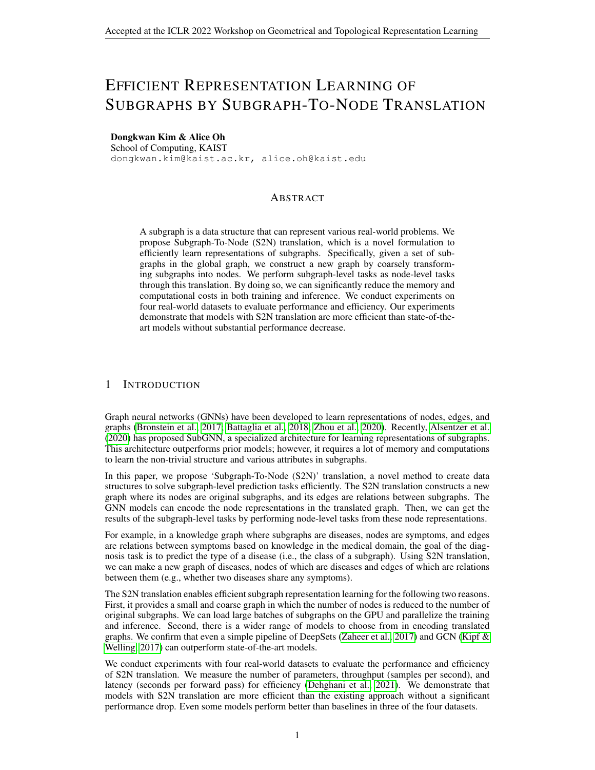# EFFICIENT REPRESENTATION LEARNING OF SUBGRAPHS BY SUBGRAPH-TO-NODE TRANSLATION

**Dongkwan Kim & Alice Oh**
School of Computing, KAIST
dongkwan.kim@kaist.ac.kr, alice.oh@kaist.edu

## ABSTRACT

A subgraph is a data structure that can represent various real-world problems. We propose Subgraph-To-Node (S2N) translation, which is a novel formulation to efficiently learn representations of subgraphs. Specifically, given a set of subgraphs in the global graph, we construct a new graph by coarsely transforming subgraphs into nodes. We perform subgraph-level tasks as node-level tasks through this translation. By doing so, we can significantly reduce the memory and computational costs in both training and inference. We conduct experiments on four real-world datasets to evaluate performance and efficiency. Our experiments demonstrate that models with S2N translation are more efficient than state-of-the-art models without substantial performance decrease.

## 1 INTRODUCTION

Graph neural networks (GNNs) have been developed to learn representations of nodes, edges, and graphs (Bronstein et al., 2017; Battaglia et al., 2018; Zhou et al., 2020). Recently, Alsentzer et al. (2020) has proposed SubGNN, a specialized architecture for learning representations of subgraphs. This architecture outperforms prior models; however, it requires a lot of memory and computations to learn the non-trivial structure and various attributes in subgraphs.

In this paper, we propose 'Subgraph-To-Node (S2N)' translation, a novel method to create data structures to solve subgraph-level prediction tasks efficiently. The S2N translation constructs a new graph where its nodes are original subgraphs, and its edges are relations between subgraphs. The GNN models can encode the node representations in the translated graph. Then, we can get the results of the subgraph-level tasks by performing node-level tasks from these node representations.

For example, in a knowledge graph where subgraphs are diseases, nodes are symptoms, and edges are relations between symptoms based on knowledge in the medical domain, the goal of the diagnosis task is to predict the type of a disease (i.e., the class of a subgraph). Using S2N translation, we can make a new graph of diseases, nodes of which are diseases and edges of which are relations between them (e.g., whether two diseases share any symptoms).

The S2N translation enables efficient subgraph representation learning for the following two reasons. First, it provides a small and coarse graph in which the number of nodes is reduced to the number of original subgraphs. We can load large batches of subgraphs on the GPU and parallelize the training and inference. Second, there is a wider range of models to choose from in encoding translated graphs. We confirm that even a simple pipeline of DeepSets (Zaheer et al., 2017) and GCN (Kipf & Welling, 2017) can outperform state-of-the-art models.

We conduct experiments with four real-world datasets to evaluate the performance and efficiency of S2N translation. We measure the number of parameters, throughput (samples per second), and latency (seconds per forward pass) for efficiency (Dehghani et al., 2021). We demonstrate that models with S2N translation are more efficient than the existing approach without a significant performance drop. Even some models perform better than baselines in three of the four datasets.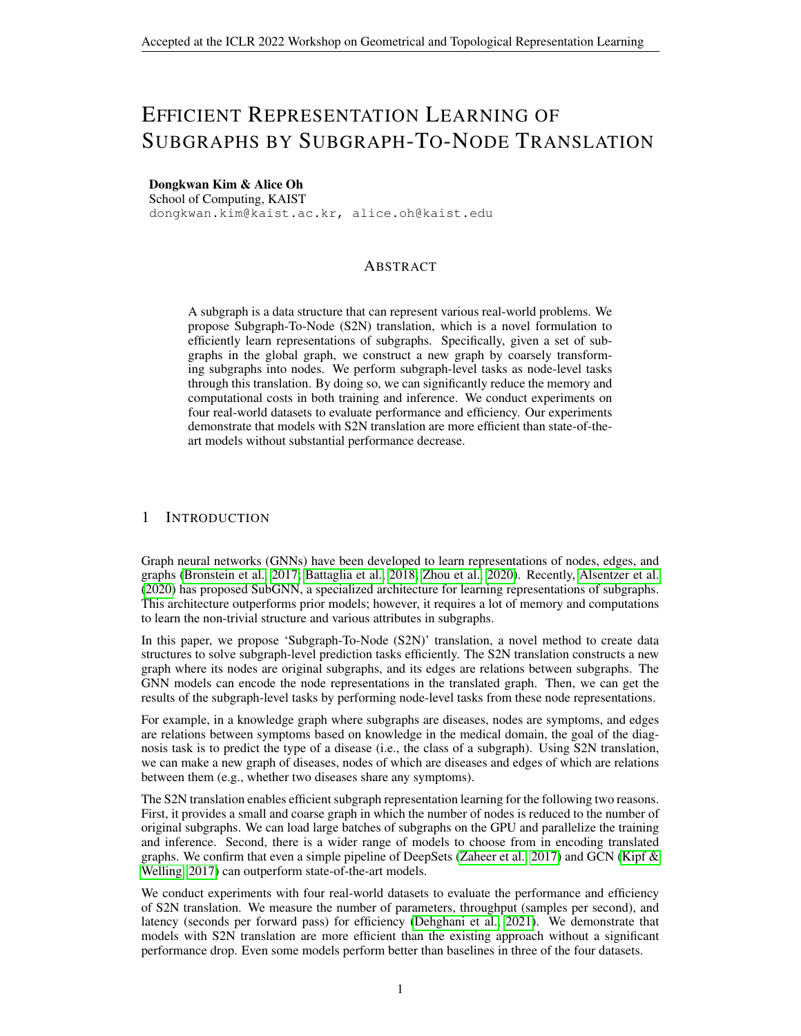# EFFICIENT REPRESENTATION LEARNING OF SUBGRAPHS BY SUBGRAPH-TO-NODE TRANSLATION

**Dongkwan Kim & Alice Oh**
School of Computing, KAIST
dongkwan.kim@kaist.ac.kr, alice.oh@kaist.edu

## ABSTRACT

A subgraph is a data structure that can represent various real-world problems. We propose Subgraph-To-Node (S2N) translation, which is a novel formulation to efficiently learn representations of subgraphs. Specifically, given a set of subgraphs in the global graph, we construct a new graph by coarsely transforming subgraphs into nodes. We perform subgraph-level tasks as node-level tasks through this translation. By doing so, we can significantly reduce the memory and computational costs in both training and inference. We conduct experiments on four real-world datasets to evaluate performance and efficiency. Our experiments demonstrate that models with S2N translation are more efficient than state-of-the-art models without substantial performance decrease.

## 1 INTRODUCTION

Graph neural networks (GNNs) have been developed to learn representations of nodes, edges, and graphs (Bronstein et al., 2017; Battaglia et al., 2018; Zhou et al., 2020). Recently, Alsentzer et al. (2020) has proposed SubGNN, a specialized architecture for learning representations of subgraphs. This architecture outperforms prior models; however, it requires a lot of memory and computations to learn the non-trivial structure and various attributes in subgraphs.

In this paper, we propose 'Subgraph-To-Node (S2N)' translation, a novel method to create data structures to solve subgraph-level prediction tasks efficiently. The S2N translation constructs a new graph where its nodes are original subgraphs, and its edges are relations between subgraphs. The GNN models can encode the node representations in the translated graph. Then, we can get the results of the subgraph-level tasks by performing node-level tasks from these node representations.

For example, in a knowledge graph where subgraphs are diseases, nodes are symptoms, and edges are relations between symptoms based on knowledge in the medical domain, the goal of the diagnosis task is to predict the type of a disease (i.e., the class of a subgraph). Using S2N translation, we can make a new graph of diseases, nodes of which are diseases and edges of which are relations between them (e.g., whether two diseases share any symptoms).

The S2N translation enables efficient subgraph representation learning for the following two reasons. First, it provides a small and coarse graph in which the number of nodes is reduced to the number of original subgraphs. We can load large batches of subgraphs on the GPU and parallelize the training and inference. Second, there is a wider range of models to choose from in encoding translated graphs. We confirm that even a simple pipeline of DeepSets (Zaheer et al., 2017) and GCN (Kipf & Welling, 2017) can outperform state-of-the-art models.

We conduct experiments with four real-world datasets to evaluate the performance and efficiency of S2N translation. We measure the number of parameters, throughput (samples per second), and latency (seconds per forward pass) for efficiency (Dehghani et al., 2021). We demonstrate that models with S2N translation are more efficient than the existing approach without a significant performance drop. Even some models perform better than baselines in three of the four datasets.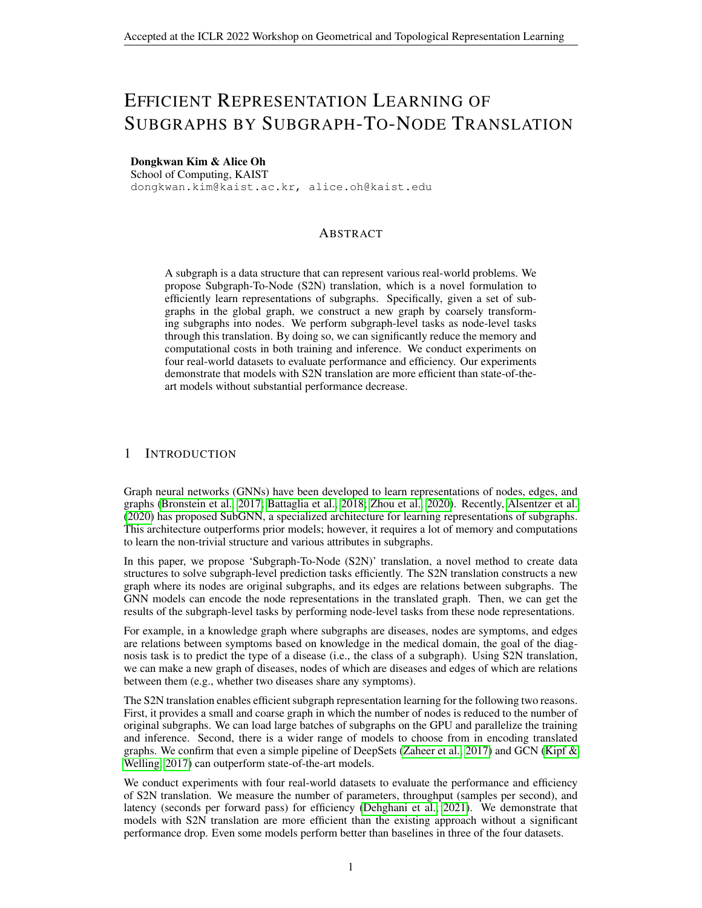# Efficient Representation Learning of Subgraphs by Subgraph-To-Node Translation

**Dongkwan Kim & Alice Oh**
School of Computing, KAIST
dongkwan.kim@kaist.ac.kr, alice.oh@kaist.edu

## Abstract

A subgraph is a data structure that can represent various real-world problems. We propose Subgraph-To-Node (S2N) translation, which is a novel formulation to efficiently learn representations of subgraphs. Specifically, given a set of subgraphs in the global graph, we construct a new graph by coarsely transforming subgraphs into nodes. We perform subgraph-level tasks as node-level tasks through this translation. By doing so, we can significantly reduce the memory and computational costs in both training and inference. We conduct experiments on four real-world datasets to evaluate performance and efficiency. Our experiments demonstrate that models with S2N translation are more efficient than state-of-the-art models without substantial performance decrease.

## 1 Introduction

Graph neural networks (GNNs) have been developed to learn representations of nodes, edges, and graphs (Bronstein et al., 2017; Battaglia et al., 2018; Zhou et al., 2020). Recently, Alsentzer et al. (2020) has proposed SubGNN, a specialized architecture for learning representations of subgraphs. This architecture outperforms prior models; however, it requires a lot of memory and computations to learn the non-trivial structure and various attributes in subgraphs.

In this paper, we propose 'Subgraph-To-Node (S2N)' translation, a novel method to create data structures to solve subgraph-level prediction tasks efficiently. The S2N translation constructs a new graph where its nodes are original subgraphs, and its edges are relations between subgraphs. The GNN models can encode the node representations in the translated graph. Then, we can get the results of the subgraph-level tasks by performing node-level tasks from these node representations.

For example, in a knowledge graph where subgraphs are diseases, nodes are symptoms, and edges are relations between symptoms based on knowledge in the medical domain, the goal of the diagnosis task is to predict the type of a disease (i.e., the class of a subgraph). Using S2N translation, we can make a new graph of diseases, nodes of which are diseases and edges of which are relations between them (e.g., whether two diseases share any symptoms).

The S2N translation enables efficient subgraph representation learning for the following two reasons. First, it provides a small and coarse graph in which the number of nodes is reduced to the number of original subgraphs. We can load large batches of subgraphs on the GPU and parallelize the training and inference. Second, there is a wider range of models to choose from in encoding translated graphs. We confirm that even a simple pipeline of DeepSets (Zaheer et al., 2017) and GCN (Kipf & Welling, 2017) can outperform state-of-the-art models.

We conduct experiments with four real-world datasets to evaluate the performance and efficiency of S2N translation. We measure the number of parameters, throughput (samples per second), and latency (seconds per forward pass) for efficiency (Dehghani et al., 2021). We demonstrate that models with S2N translation are more efficient than the existing approach without a significant performance drop. Even some models perform better than baselines in three of the four datasets.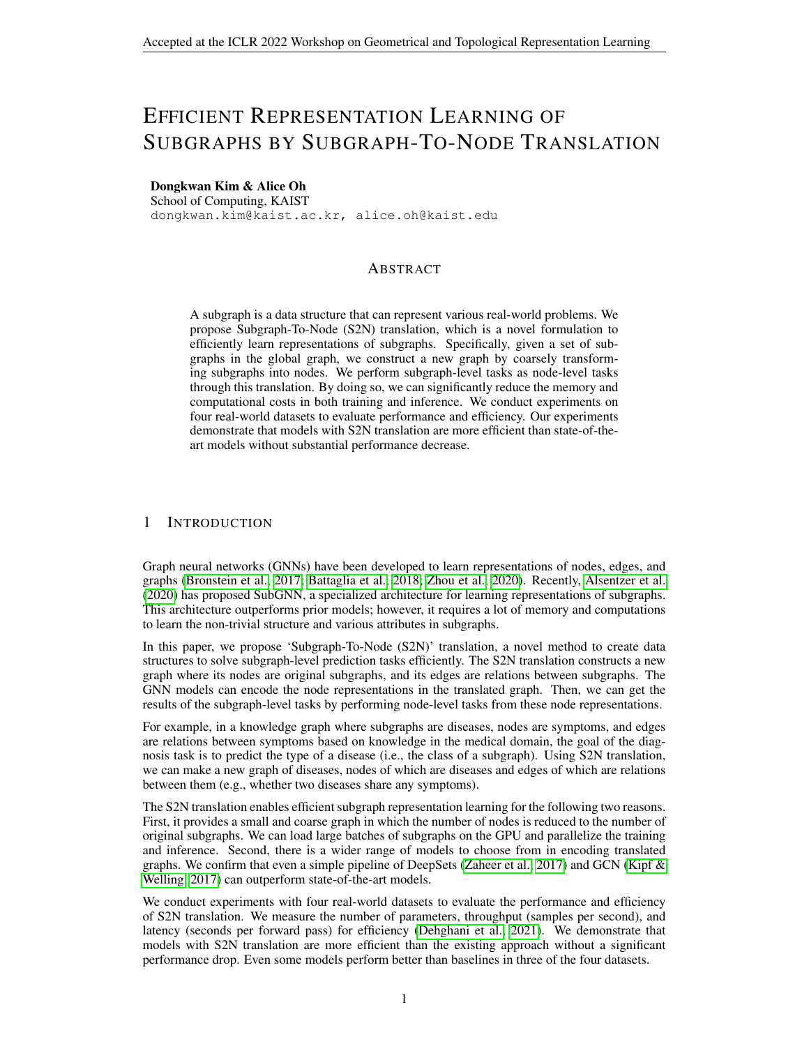# Efficient Representation Learning of Subgraphs by Subgraph-To-Node Translation

**Dongkwan Kim & Alice Oh**
School of Computing, KAIST
dongkwan.kim@kaist.ac.kr, alice.oh@kaist.edu

## Abstract

A subgraph is a data structure that can represent various real-world problems. We propose Subgraph-To-Node (S2N) translation, which is a novel formulation to efficiently learn representations of subgraphs. Specifically, given a set of subgraphs in the global graph, we construct a new graph by coarsely transforming subgraphs into nodes. We perform subgraph-level tasks as node-level tasks through this translation. By doing so, we can significantly reduce the memory and computational costs in both training and inference. We conduct experiments on four real-world datasets to evaluate performance and efficiency. Our experiments demonstrate that models with S2N translation are more efficient than state-of-the-art models without substantial performance decrease.

## 1 Introduction

Graph neural networks (GNNs) have been developed to learn representations of nodes, edges, and graphs (Bronstein et al., 2017; Battaglia et al., 2018; Zhou et al., 2020). Recently, Alsentzer et al. (2020) has proposed SubGNN, a specialized architecture for learning representations of subgraphs. This architecture outperforms prior models; however, it requires a lot of memory and computations to learn the non-trivial structure and various attributes in subgraphs.

In this paper, we propose 'Subgraph-To-Node (S2N)' translation, a novel method to create data structures to solve subgraph-level prediction tasks efficiently. The S2N translation constructs a new graph where its nodes are original subgraphs, and its edges are relations between subgraphs. The GNN models can encode the node representations in the translated graph. Then, we can get the results of the subgraph-level tasks by performing node-level tasks from these node representations.

For example, in a knowledge graph where subgraphs are diseases, nodes are symptoms, and edges are relations between symptoms based on knowledge in the medical domain, the goal of the diagnosis task is to predict the type of a disease (i.e., the class of a subgraph). Using S2N translation, we can make a new graph of diseases, nodes of which are diseases and edges of which are relations between them (e.g., whether two diseases share any symptoms).

The S2N translation enables efficient subgraph representation learning for the following two reasons. First, it provides a small and coarse graph in which the number of nodes is reduced to the number of original subgraphs. We can load large batches of subgraphs on the GPU and parallelize the training and inference. Second, there is a wider range of models to choose from in encoding translated graphs. We confirm that even a simple pipeline of DeepSets (Zaheer et al., 2017) and GCN (Kipf & Welling, 2017) can outperform state-of-the-art models.

We conduct experiments with four real-world datasets to evaluate the performance and efficiency of S2N translation. We measure the number of parameters, throughput (samples per second), and latency (seconds per forward pass) for efficiency (Dehghani et al., 2021). We demonstrate that models with S2N translation are more efficient than the existing approach without a significant performance drop. Even some models perform better than baselines in three of the four datasets.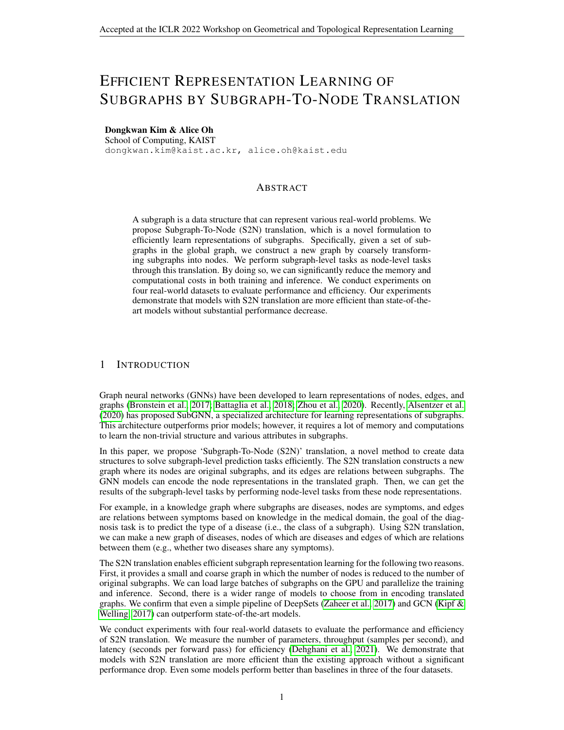# EFFICIENT REPRESENTATION LEARNING OF SUBGRAPHS BY SUBGRAPH-TO-NODE TRANSLATION

**Dongkwan Kim & Alice Oh**
School of Computing, KAIST
dongkwan.kim@kaist.ac.kr, alice.oh@kaist.edu

## ABSTRACT

A subgraph is a data structure that can represent various real-world problems. We propose Subgraph-To-Node (S2N) translation, which is a novel formulation to efficiently learn representations of subgraphs. Specifically, given a set of subgraphs in the global graph, we construct a new graph by coarsely transforming subgraphs into nodes. We perform subgraph-level tasks as node-level tasks through this translation. By doing so, we can significantly reduce the memory and computational costs in both training and inference. We conduct experiments on four real-world datasets to evaluate performance and efficiency. Our experiments demonstrate that models with S2N translation are more efficient than state-of-the-art models without substantial performance decrease.

## 1 INTRODUCTION

Graph neural networks (GNNs) have been developed to learn representations of nodes, edges, and graphs (Bronstein et al., 2017; Battaglia et al., 2018; Zhou et al., 2020). Recently, Alsentzer et al. (2020) has proposed SubGNN, a specialized architecture for learning representations of subgraphs. This architecture outperforms prior models; however, it requires a lot of memory and computations to learn the non-trivial structure and various attributes in subgraphs.

In this paper, we propose 'Subgraph-To-Node (S2N)' translation, a novel method to create data structures to solve subgraph-level prediction tasks efficiently. The S2N translation constructs a new graph where its nodes are original subgraphs, and its edges are relations between subgraphs. The GNN models can encode the node representations in the translated graph. Then, we can get the results of the subgraph-level tasks by performing node-level tasks from these node representations.

For example, in a knowledge graph where subgraphs are diseases, nodes are symptoms, and edges are relations between symptoms based on knowledge in the medical domain, the goal of the diagnosis task is to predict the type of a disease (i.e., the class of a subgraph). Using S2N translation, we can make a new graph of diseases, nodes of which are diseases and edges of which are relations between them (e.g., whether two diseases share any symptoms).

The S2N translation enables efficient subgraph representation learning for the following two reasons. First, it provides a small and coarse graph in which the number of nodes is reduced to the number of original subgraphs. We can load large batches of subgraphs on the GPU and parallelize the training and inference. Second, there is a wider range of models to choose from in encoding translated graphs. We confirm that even a simple pipeline of DeepSets (Zaheer et al., 2017) and GCN (Kipf & Welling, 2017) can outperform state-of-the-art models.

We conduct experiments with four real-world datasets to evaluate the performance and efficiency of S2N translation. We measure the number of parameters, throughput (samples per second), and latency (seconds per forward pass) for efficiency (Dehghani et al., 2021). We demonstrate that models with S2N translation are more efficient than the existing approach without a significant performance drop. Even some models perform better than baselines in three of the four datasets.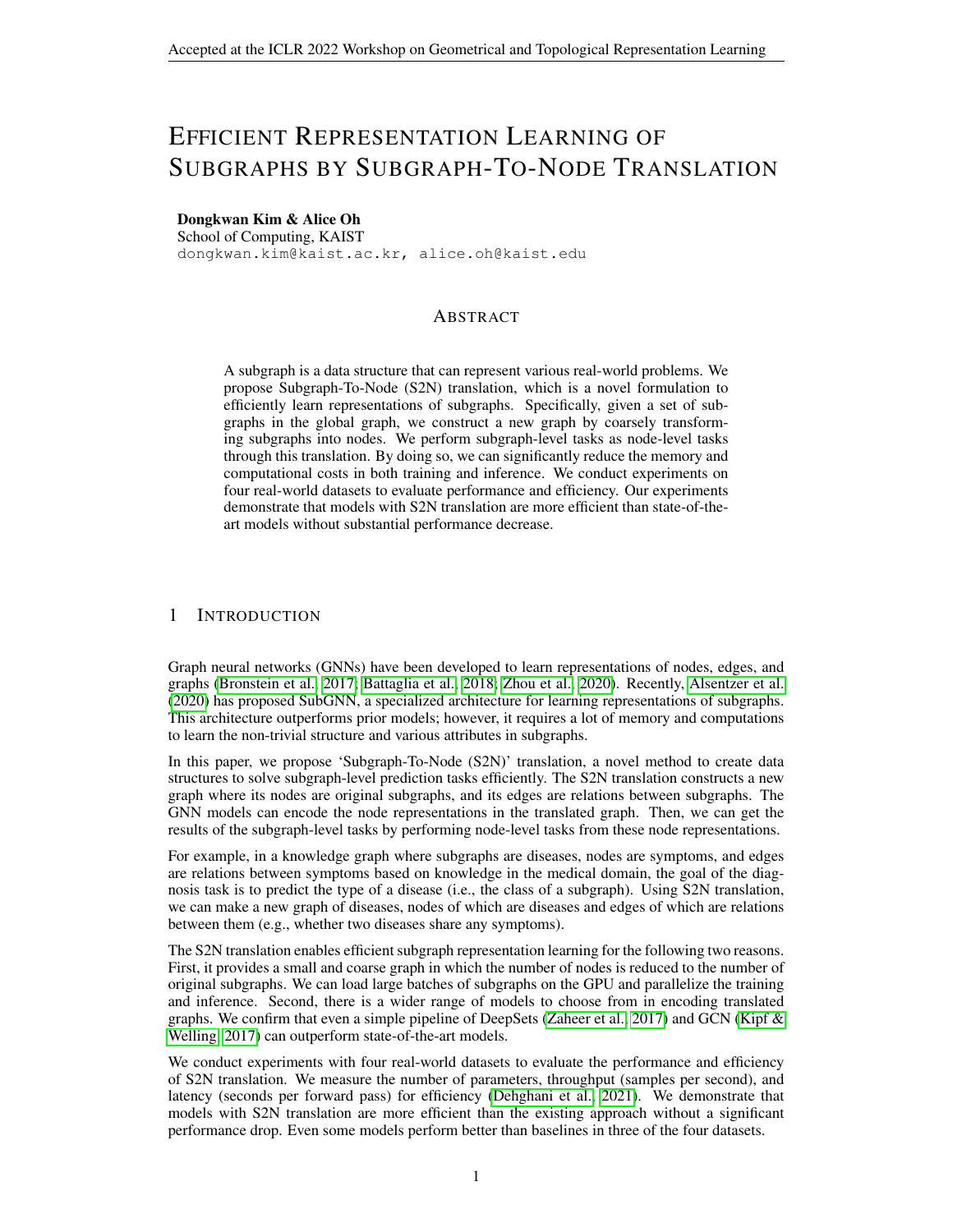# EFFICIENT REPRESENTATION LEARNING OF SUBGRAPHS BY SUBGRAPH-TO-NODE TRANSLATION

**Dongkwan Kim & Alice Oh**
School of Computing, KAIST
dongkwan.kim@kaist.ac.kr, alice.oh@kaist.edu

## ABSTRACT

A subgraph is a data structure that can represent various real-world problems. We propose Subgraph-To-Node (S2N) translation, which is a novel formulation to efficiently learn representations of subgraphs. Specifically, given a set of subgraphs in the global graph, we construct a new graph by coarsely transforming subgraphs into nodes. We perform subgraph-level tasks as node-level tasks through this translation. By doing so, we can significantly reduce the memory and computational costs in both training and inference. We conduct experiments on four real-world datasets to evaluate performance and efficiency. Our experiments demonstrate that models with S2N translation are more efficient than state-of-the-art models without substantial performance decrease.

## 1 INTRODUCTION

Graph neural networks (GNNs) have been developed to learn representations of nodes, edges, and graphs (Bronstein et al., 2017; Battaglia et al., 2018; Zhou et al., 2020). Recently, Alsentzer et al. (2020) has proposed SubGNN, a specialized architecture for learning representations of subgraphs. This architecture outperforms prior models; however, it requires a lot of memory and computations to learn the non-trivial structure and various attributes in subgraphs.

In this paper, we propose 'Subgraph-To-Node (S2N)' translation, a novel method to create data structures to solve subgraph-level prediction tasks efficiently. The S2N translation constructs a new graph where its nodes are original subgraphs, and its edges are relations between subgraphs. The GNN models can encode the node representations in the translated graph. Then, we can get the results of the subgraph-level tasks by performing node-level tasks from these node representations.

For example, in a knowledge graph where subgraphs are diseases, nodes are symptoms, and edges are relations between symptoms based on knowledge in the medical domain, the goal of the diagnosis task is to predict the type of a disease (i.e., the class of a subgraph). Using S2N translation, we can make a new graph of diseases, nodes of which are diseases and edges of which are relations between them (e.g., whether two diseases share any symptoms).

The S2N translation enables efficient subgraph representation learning for the following two reasons. First, it provides a small and coarse graph in which the number of nodes is reduced to the number of original subgraphs. We can load large batches of subgraphs on the GPU and parallelize the training and inference. Second, there is a wider range of models to choose from in encoding translated graphs. We confirm that even a simple pipeline of DeepSets (Zaheer et al., 2017) and GCN (Kipf & Welling, 2017) can outperform state-of-the-art models.

We conduct experiments with four real-world datasets to evaluate the performance and efficiency of S2N translation. We measure the number of parameters, throughput (samples per second), and latency (seconds per forward pass) for efficiency (Dehghani et al., 2021). We demonstrate that models with S2N translation are more efficient than the existing approach without a significant performance drop. Even some models perform better than baselines in three of the four datasets.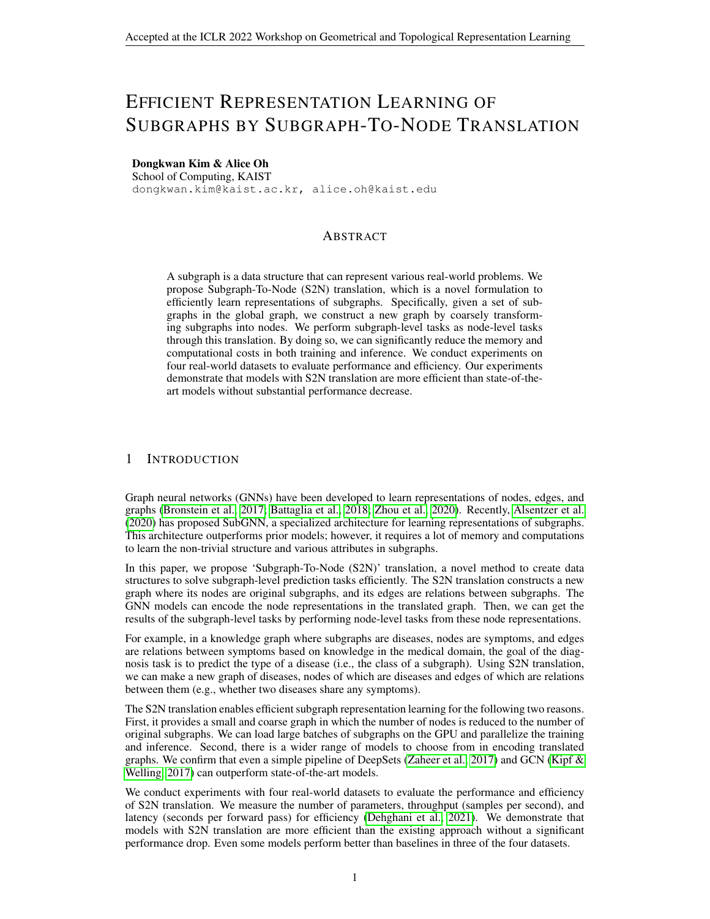# EFFICIENT REPRESENTATION LEARNING OF SUBGRAPHS BY SUBGRAPH-TO-NODE TRANSLATION

**Dongkwan Kim & Alice Oh**
School of Computing, KAIST
dongkwan.kim@kaist.ac.kr, alice.oh@kaist.edu

## ABSTRACT

A subgraph is a data structure that can represent various real-world problems. We propose Subgraph-To-Node (S2N) translation, which is a novel formulation to efficiently learn representations of subgraphs. Specifically, given a set of subgraphs in the global graph, we construct a new graph by coarsely transforming subgraphs into nodes. We perform subgraph-level tasks as node-level tasks through this translation. By doing so, we can significantly reduce the memory and computational costs in both training and inference. We conduct experiments on four real-world datasets to evaluate performance and efficiency. Our experiments demonstrate that models with S2N translation are more efficient than state-of-the-art models without substantial performance decrease.

## 1 INTRODUCTION

Graph neural networks (GNNs) have been developed to learn representations of nodes, edges, and graphs (Bronstein et al., 2017; Battaglia et al., 2018; Zhou et al., 2020). Recently, Alsentzer et al. (2020) has proposed SubGNN, a specialized architecture for learning representations of subgraphs. This architecture outperforms prior models; however, it requires a lot of memory and computations to learn the non-trivial structure and various attributes in subgraphs.

In this paper, we propose 'Subgraph-To-Node (S2N)' translation, a novel method to create data structures to solve subgraph-level prediction tasks efficiently. The S2N translation constructs a new graph where its nodes are original subgraphs, and its edges are relations between subgraphs. The GNN models can encode the node representations in the translated graph. Then, we can get the results of the subgraph-level tasks by performing node-level tasks from these node representations.

For example, in a knowledge graph where subgraphs are diseases, nodes are symptoms, and edges are relations between symptoms based on knowledge in the medical domain, the goal of the diagnosis task is to predict the type of a disease (i.e., the class of a subgraph). Using S2N translation, we can make a new graph of diseases, nodes of which are diseases and edges of which are relations between them (e.g., whether two diseases share any symptoms).

The S2N translation enables efficient subgraph representation learning for the following two reasons. First, it provides a small and coarse graph in which the number of nodes is reduced to the number of original subgraphs. We can load large batches of subgraphs on the GPU and parallelize the training and inference. Second, there is a wider range of models to choose from in encoding translated graphs. We confirm that even a simple pipeline of DeepSets (Zaheer et al., 2017) and GCN (Kipf & Welling, 2017) can outperform state-of-the-art models.

We conduct experiments with four real-world datasets to evaluate the performance and efficiency of S2N translation. We measure the number of parameters, throughput (samples per second), and latency (seconds per forward pass) for efficiency (Dehghani et al., 2021). We demonstrate that models with S2N translation are more efficient than the existing approach without a significant performance drop. Even some models perform better than baselines in three of the four datasets.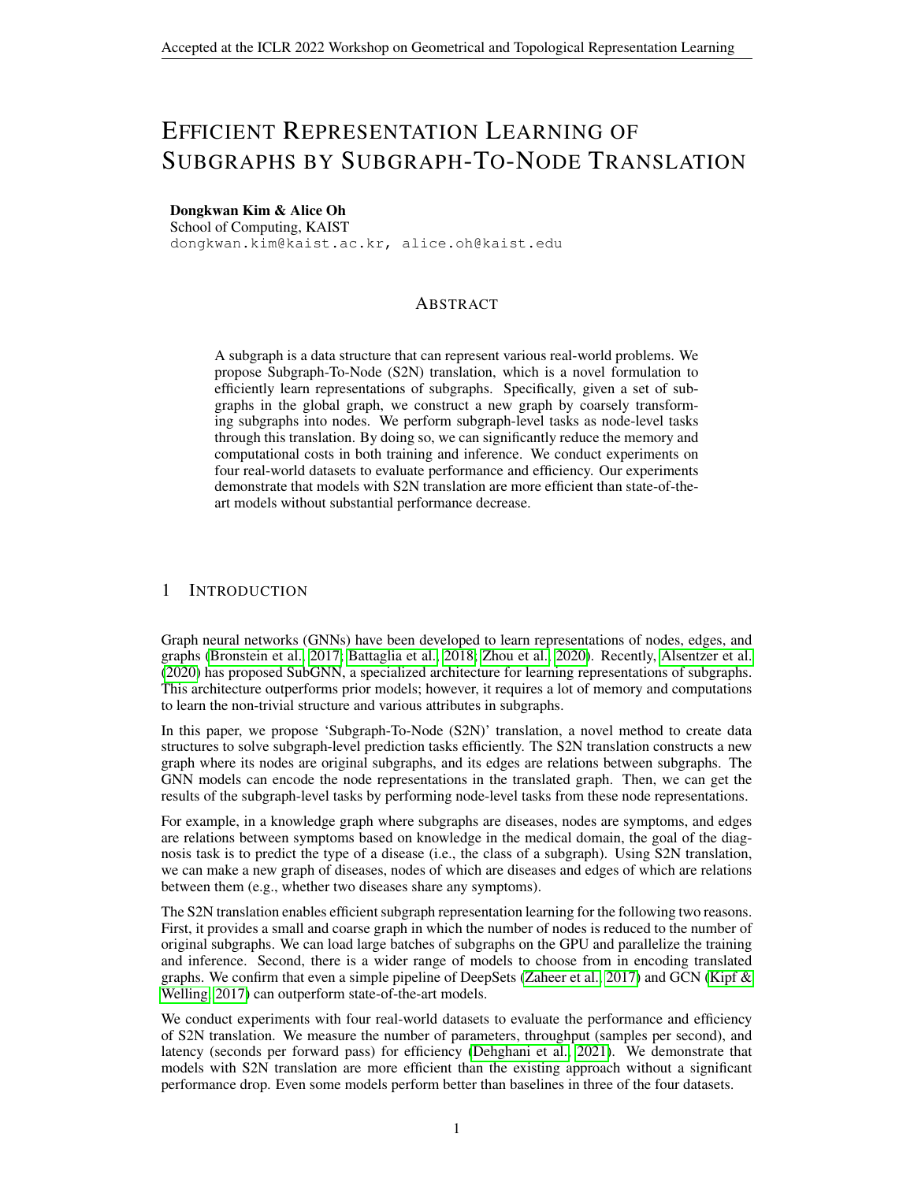# Efficient Representation Learning of Subgraphs by Subgraph-To-Node Translation

**Dongkwan Kim & Alice Oh**
School of Computing, KAIST
dongkwan.kim@kaist.ac.kr, alice.oh@kaist.edu

## Abstract

A subgraph is a data structure that can represent various real-world problems. We propose Subgraph-To-Node (S2N) translation, which is a novel formulation to efficiently learn representations of subgraphs. Specifically, given a set of subgraphs in the global graph, we construct a new graph by coarsely transforming subgraphs into nodes. We perform subgraph-level tasks as node-level tasks through this translation. By doing so, we can significantly reduce the memory and computational costs in both training and inference. We conduct experiments on four real-world datasets to evaluate performance and efficiency. Our experiments demonstrate that models with S2N translation are more efficient than state-of-the-art models without substantial performance decrease.

## 1 Introduction

Graph neural networks (GNNs) have been developed to learn representations of nodes, edges, and graphs (Bronstein et al., 2017; Battaglia et al., 2018; Zhou et al., 2020). Recently, Alsentzer et al. (2020) has proposed SubGNN, a specialized architecture for learning representations of subgraphs. This architecture outperforms prior models; however, it requires a lot of memory and computations to learn the non-trivial structure and various attributes in subgraphs.

In this paper, we propose 'Subgraph-To-Node (S2N)' translation, a novel method to create data structures to solve subgraph-level prediction tasks efficiently. The S2N translation constructs a new graph where its nodes are original subgraphs, and its edges are relations between subgraphs. The GNN models can encode the node representations in the translated graph. Then, we can get the results of the subgraph-level tasks by performing node-level tasks from these node representations.

For example, in a knowledge graph where subgraphs are diseases, nodes are symptoms, and edges are relations between symptoms based on knowledge in the medical domain, the goal of the diagnosis task is to predict the type of a disease (i.e., the class of a subgraph). Using S2N translation, we can make a new graph of diseases, nodes of which are diseases and edges of which are relations between them (e.g., whether two diseases share any symptoms).

The S2N translation enables efficient subgraph representation learning for the following two reasons. First, it provides a small and coarse graph in which the number of nodes is reduced to the number of original subgraphs. We can load large batches of subgraphs on the GPU and parallelize the training and inference. Second, there is a wider range of models to choose from in encoding translated graphs. We confirm that even a simple pipeline of DeepSets (Zaheer et al., 2017) and GCN (Kipf & Welling, 2017) can outperform state-of-the-art models.

We conduct experiments with four real-world datasets to evaluate the performance and efficiency of S2N translation. We measure the number of parameters, throughput (samples per second), and latency (seconds per forward pass) for efficiency (Dehghani et al., 2021). We demonstrate that models with S2N translation are more efficient than the existing approach without a significant performance drop. Even some models perform better than baselines in three of the four datasets.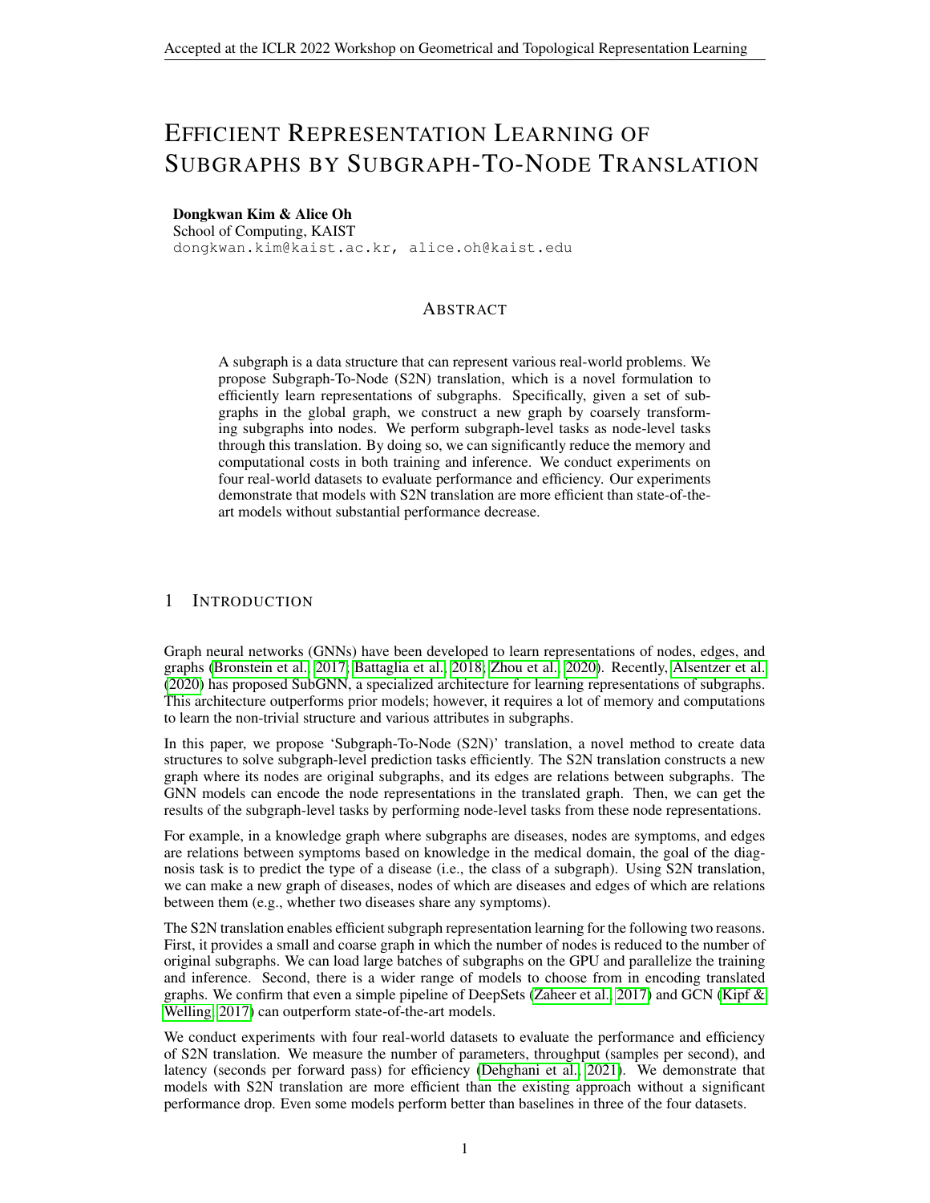# EFFICIENT REPRESENTATION LEARNING OF SUBGRAPHS BY SUBGRAPH-TO-NODE TRANSLATION

**Dongkwan Kim & Alice Oh**
School of Computing, KAIST
dongkwan.kim@kaist.ac.kr, alice.oh@kaist.edu

## ABSTRACT

A subgraph is a data structure that can represent various real-world problems. We propose Subgraph-To-Node (S2N) translation, which is a novel formulation to efficiently learn representations of subgraphs. Specifically, given a set of subgraphs in the global graph, we construct a new graph by coarsely transforming subgraphs into nodes. We perform subgraph-level tasks as node-level tasks through this translation. By doing so, we can significantly reduce the memory and computational costs in both training and inference. We conduct experiments on four real-world datasets to evaluate performance and efficiency. Our experiments demonstrate that models with S2N translation are more efficient than state-of-the-art models without substantial performance decrease.

## 1 INTRODUCTION

Graph neural networks (GNNs) have been developed to learn representations of nodes, edges, and graphs (Bronstein et al., 2017; Battaglia et al., 2018; Zhou et al., 2020). Recently, Alsentzer et al. (2020) has proposed SubGNN, a specialized architecture for learning representations of subgraphs. This architecture outperforms prior models; however, it requires a lot of memory and computations to learn the non-trivial structure and various attributes in subgraphs.

In this paper, we propose 'Subgraph-To-Node (S2N)' translation, a novel method to create data structures to solve subgraph-level prediction tasks efficiently. The S2N translation constructs a new graph where its nodes are original subgraphs, and its edges are relations between subgraphs. The GNN models can encode the node representations in the translated graph. Then, we can get the results of the subgraph-level tasks by performing node-level tasks from these node representations.

For example, in a knowledge graph where subgraphs are diseases, nodes are symptoms, and edges are relations between symptoms based on knowledge in the medical domain, the goal of the diagnosis task is to predict the type of a disease (i.e., the class of a subgraph). Using S2N translation, we can make a new graph of diseases, nodes of which are diseases and edges of which are relations between them (e.g., whether two diseases share any symptoms).

The S2N translation enables efficient subgraph representation learning for the following two reasons. First, it provides a small and coarse graph in which the number of nodes is reduced to the number of original subgraphs. We can load large batches of subgraphs on the GPU and parallelize the training and inference. Second, there is a wider range of models to choose from in encoding translated graphs. We confirm that even a simple pipeline of DeepSets (Zaheer et al., 2017) and GCN (Kipf & Welling, 2017) can outperform state-of-the-art models.

We conduct experiments with four real-world datasets to evaluate the performance and efficiency of S2N translation. We measure the number of parameters, throughput (samples per second), and latency (seconds per forward pass) for efficiency (Dehghani et al., 2021). We demonstrate that models with S2N translation are more efficient than the existing approach without a significant performance drop. Even some models perform better than baselines in three of the four datasets.